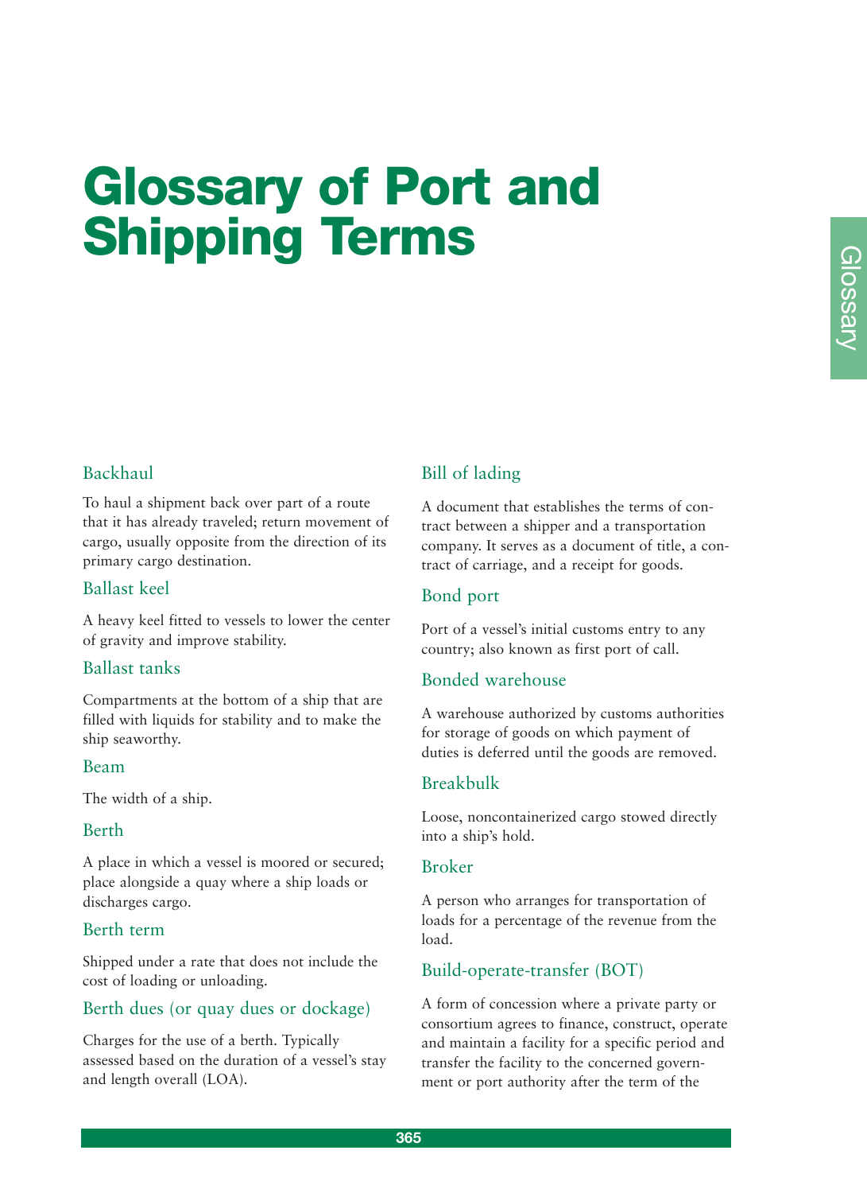# Glossary of Port and Shipping Terms

### Backhaul

To haul a shipment back over part of a route that it has already traveled; return movement of cargo, usually opposite from the direction of its primary cargo destination.

### Ballast keel

A heavy keel fitted to vessels to lower the center of gravity and improve stability.

### Ballast tanks

Compartments at the bottom of a ship that are filled with liquids for stability and to make the ship seaworthy.

### Beam

The width of a ship.

### Berth

A place in which a vessel is moored or secured; place alongside a quay where a ship loads or discharges cargo.

### Berth term

Shipped under a rate that does not include the cost of loading or unloading.

### Berth dues (or quay dues or dockage)

Charges for the use of a berth. Typically assessed based on the duration of a vessel's stay and length overall (LOA).

### Bill of lading

A document that establishes the terms of contract between a shipper and a transportation company. It serves as a document of title, a contract of carriage, and a receipt for goods.

### Bond port

Port of a vessel's initial customs entry to any country; also known as first port of call.

### Bonded warehouse

A warehouse authorized by customs authorities for storage of goods on which payment of duties is deferred until the goods are removed.

### Breakbulk

Loose, noncontainerized cargo stowed directly into a ship's hold.

### Broker

A person who arranges for transportation of loads for a percentage of the revenue from the load.

### Build-operate-transfer (BOT)

A form of concession where a private party or consortium agrees to finance, construct, operate and maintain a facility for a specific period and transfer the facility to the concerned government or port authority after the term of the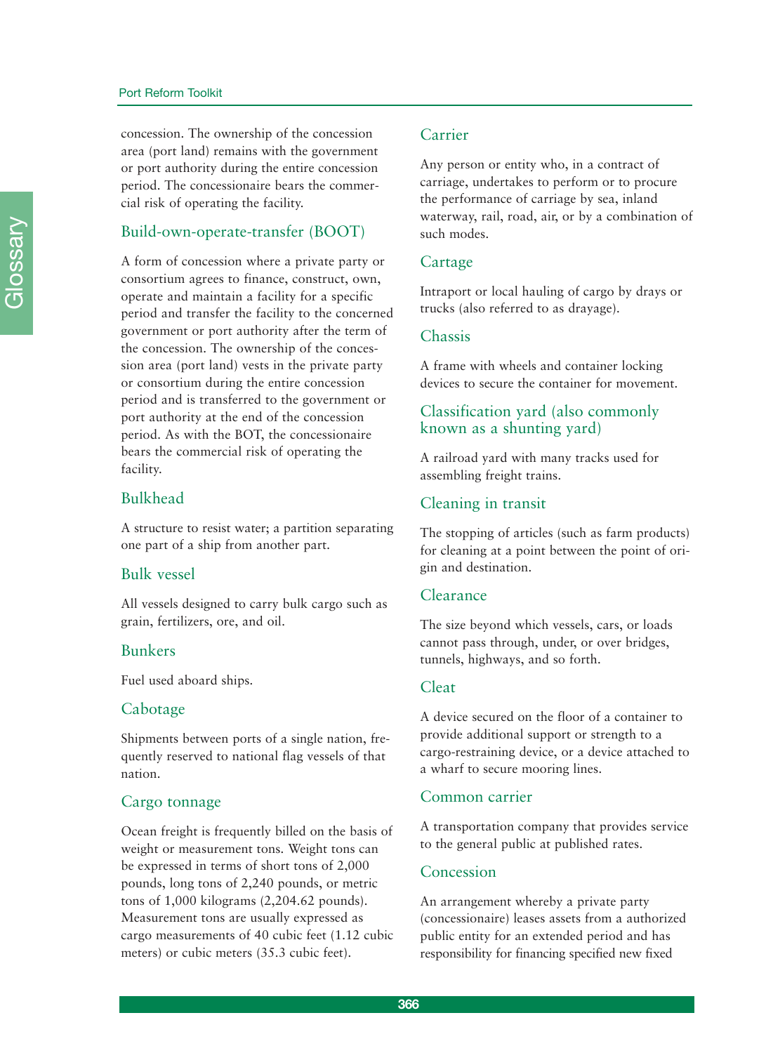concession. The ownership of the concession area (port land) remains with the government or port authority during the entire concession period. The concessionaire bears the commercial risk of operating the facility.

## Build-own-operate-transfer (BOOT)

A form of concession where a private party or consortium agrees to finance, construct, own, operate and maintain a facility for a specific period and transfer the facility to the concerned government or port authority after the term of the concession. The ownership of the concession area (port land) vests in the private party or consortium during the entire concession period and is transferred to the government or port authority at the end of the concession period. As with the BOT, the concessionaire bears the commercial risk of operating the facility.

## Bulkhead

A structure to resist water; a partition separating one part of a ship from another part.

## Bulk vessel

All vessels designed to carry bulk cargo such as grain, fertilizers, ore, and oil.

## Bunkers

Fuel used aboard ships.

## Cabotage

Shipments between ports of a single nation, frequently reserved to national flag vessels of that nation.

## Cargo tonnage

Ocean freight is frequently billed on the basis of weight or measurement tons. Weight tons can be expressed in terms of short tons of 2,000 pounds, long tons of 2,240 pounds, or metric tons of 1,000 kilograms (2,204.62 pounds). Measurement tons are usually expressed as cargo measurements of 40 cubic feet (1.12 cubic meters) or cubic meters (35.3 cubic feet).

## Carrier

Any person or entity who, in a contract of carriage, undertakes to perform or to procure the performance of carriage by sea, inland waterway, rail, road, air, or by a combination of such modes.

## Cartage

Intraport or local hauling of cargo by drays or trucks (also referred to as drayage).

## Chassis

A frame with wheels and container locking devices to secure the container for movement.

## Classification yard (also commonly known as a shunting yard)

A railroad yard with many tracks used for assembling freight trains.

## Cleaning in transit

The stopping of articles (such as farm products) for cleaning at a point between the point of origin and destination.

## Clearance

The size beyond which vessels, cars, or loads cannot pass through, under, or over bridges, tunnels, highways, and so forth.

## Cleat

A device secured on the floor of a container to provide additional support or strength to a cargo-restraining device, or a device attached to a wharf to secure mooring lines.

## Common carrier

A transportation company that provides service to the general public at published rates.

## Concession

An arrangement whereby a private party (concessionaire) leases assets from a authorized public entity for an extended period and has responsibility for financing specified new fixed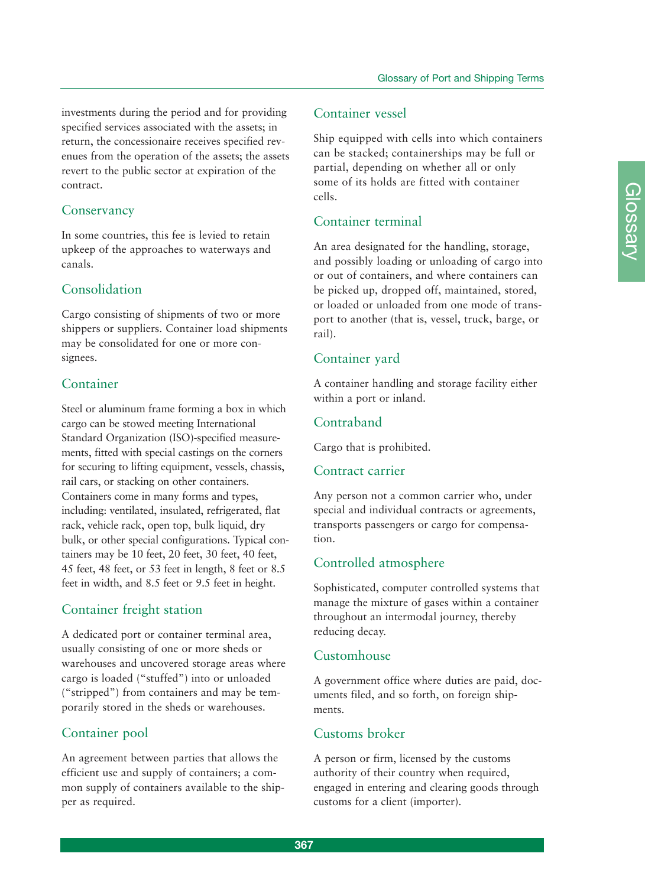investments during the period and for providing specified services associated with the assets; in return, the concessionaire receives specified revenues from the operation of the assets; the assets revert to the public sector at expiration of the contract.

## Conservancy

In some countries, this fee is levied to retain upkeep of the approaches to waterways and canals.

## Consolidation

Cargo consisting of shipments of two or more shippers or suppliers. Container load shipments may be consolidated for one or more consignees.

## Container

Steel or aluminum frame forming a box in which cargo can be stowed meeting International Standard Organization (ISO)-specified measurements, fitted with special castings on the corners for securing to lifting equipment, vessels, chassis, rail cars, or stacking on other containers. Containers come in many forms and types, including: ventilated, insulated, refrigerated, flat rack, vehicle rack, open top, bulk liquid, dry bulk, or other special configurations. Typical containers may be 10 feet, 20 feet, 30 feet, 40 feet, 45 feet, 48 feet, or 53 feet in length, 8 feet or 8.5 feet in width, and 8.5 feet or 9.5 feet in height.

## Container freight station

A dedicated port or container terminal area, usually consisting of one or more sheds or warehouses and uncovered storage areas where cargo is loaded ("stuffed") into or unloaded ("stripped") from containers and may be temporarily stored in the sheds or warehouses.

## Container pool

An agreement between parties that allows the efficient use and supply of containers; a common supply of containers available to the shipper as required.

## Container vessel

Ship equipped with cells into which containers can be stacked; containerships may be full or partial, depending on whether all or only some of its holds are fitted with container cells.

## Container terminal

An area designated for the handling, storage, and possibly loading or unloading of cargo into or out of containers, and where containers can be picked up, dropped off, maintained, stored, or loaded or unloaded from one mode of transport to another (that is, vessel, truck, barge, or rail).

## Container yard

A container handling and storage facility either within a port or inland.

## Contraband

Cargo that is prohibited.

## Contract carrier

Any person not a common carrier who, under special and individual contracts or agreements, transports passengers or cargo for compensation.

## Controlled atmosphere

Sophisticated, computer controlled systems that manage the mixture of gases within a container throughout an intermodal journey, thereby reducing decay.

## Customhouse

A government office where duties are paid, documents filed, and so forth, on foreign shipments.

## Customs broker

A person or firm, licensed by the customs authority of their country when required, engaged in entering and clearing goods through customs for a client (importer).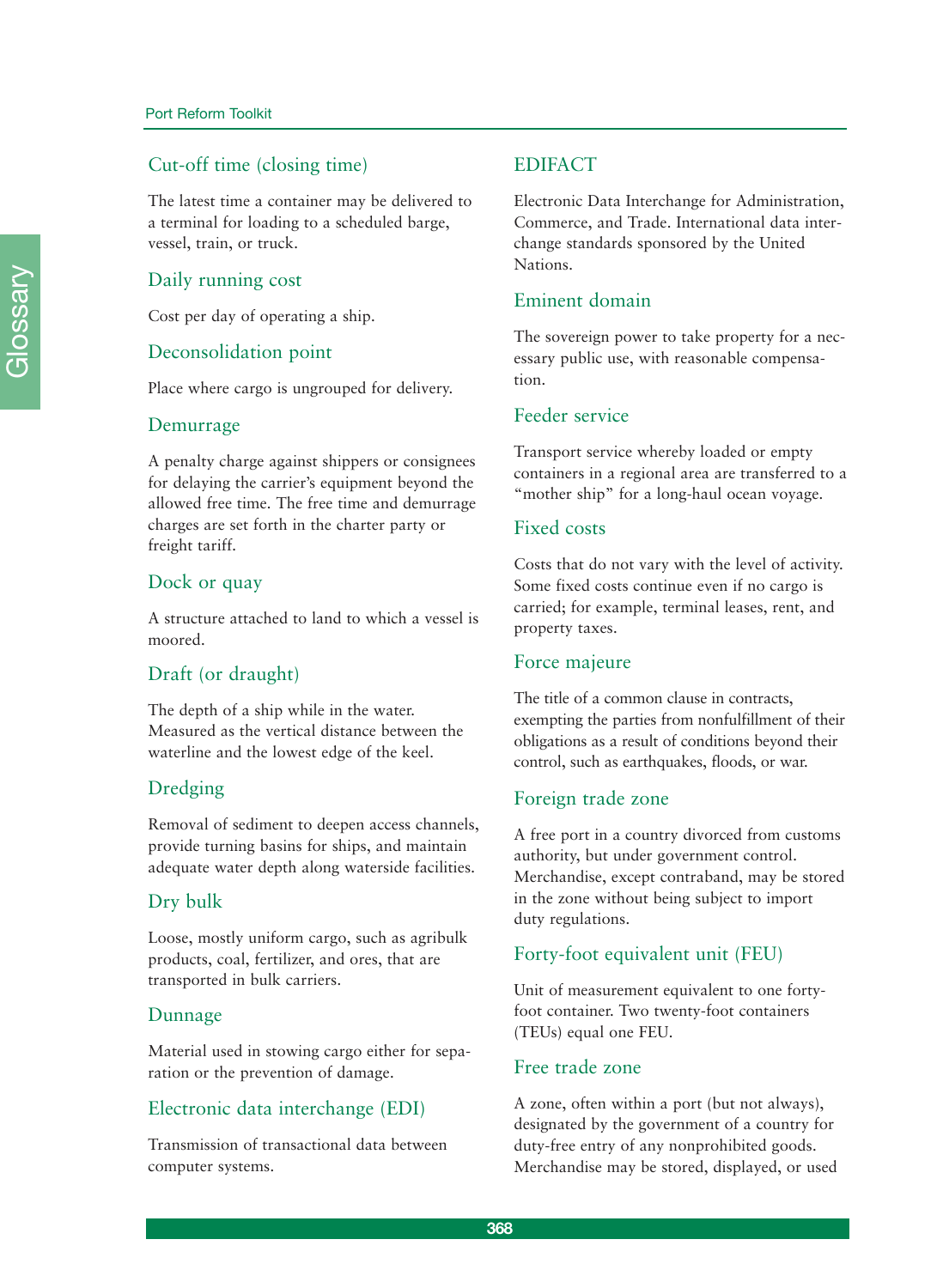## Cut-off time (closing time)

The latest time a container may be delivered to a terminal for loading to a scheduled barge, vessel, train, or truck.

## Daily running cost

Cost per day of operating a ship.

## Deconsolidation point

Place where cargo is ungrouped for delivery.

## Demurrage

A penalty charge against shippers or consignees for delaying the carrier's equipment beyond the allowed free time. The free time and demurrage charges are set forth in the charter party or freight tariff.

## Dock or quay

A structure attached to land to which a vessel is moored.

## Draft (or draught)

The depth of a ship while in the water. Measured as the vertical distance between the waterline and the lowest edge of the keel.

## Dredging

Removal of sediment to deepen access channels, provide turning basins for ships, and maintain adequate water depth along waterside facilities.

## Dry bulk

Loose, mostly uniform cargo, such as agribulk products, coal, fertilizer, and ores, that are transported in bulk carriers.

## Dunnage

Material used in stowing cargo either for separation or the prevention of damage.

## Electronic data interchange (EDI)

Transmission of transactional data between computer systems.

## EDIFACT

Electronic Data Interchange for Administration, Commerce, and Trade. International data interchange standards sponsored by the United Nations.

## Eminent domain

The sovereign power to take property for a necessary public use, with reasonable compensation.

## Feeder service

Transport service whereby loaded or empty containers in a regional area are transferred to a "mother ship" for a long-haul ocean voyage.

## Fixed costs

Costs that do not vary with the level of activity. Some fixed costs continue even if no cargo is carried; for example, terminal leases, rent, and property taxes.

## Force majeure

The title of a common clause in contracts, exempting the parties from nonfulfillment of their obligations as a result of conditions beyond their control, such as earthquakes, floods, or war.

## Foreign trade zone

A free port in a country divorced from customs authority, but under government control. Merchandise, except contraband, may be stored in the zone without being subject to import duty regulations.

## Forty-foot equivalent unit (FEU)

Unit of measurement equivalent to one forty-foot container. Two twenty-foot containers (TEUs) equal one FEU.

## Free trade zone

A zone, often within a port (but not always), designated by the government of a country for duty-free entry of any nonprohibited goods. Merchandise may be stored, displayed, or used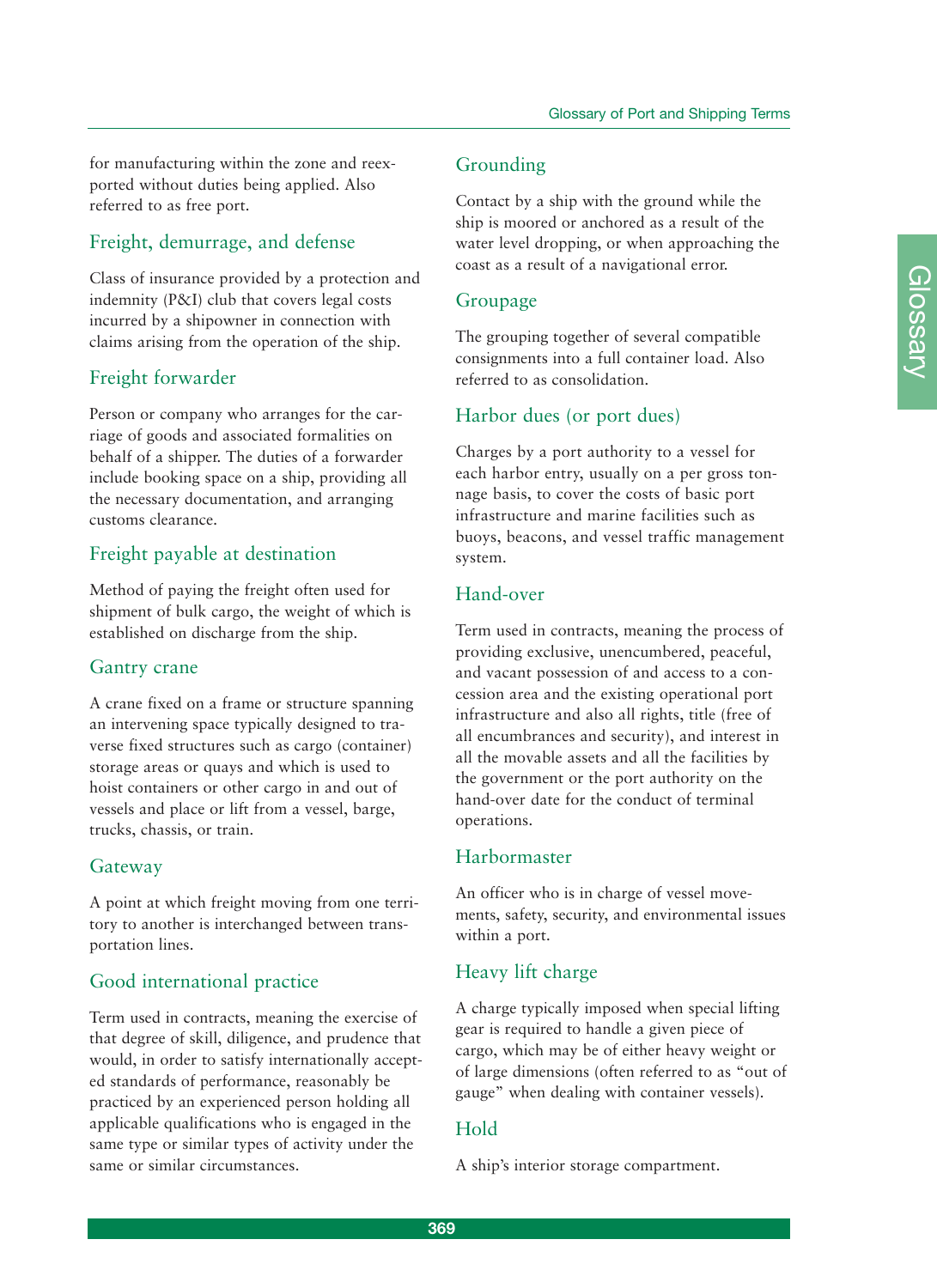for manufacturing within the zone and reexported without duties being applied. Also referred to as free port.

### Freight, demurrage, and defense

Class of insurance provided by a protection and indemnity (P&I) club that covers legal costs incurred by a shipowner in connection with claims arising from the operation of the ship.

### Freight forwarder

Person or company who arranges for the carriage of goods and associated formalities on behalf of a shipper. The duties of a forwarder include booking space on a ship, providing all the necessary documentation, and arranging customs clearance.

### Freight payable at destination

Method of paying the freight often used for shipment of bulk cargo, the weight of which is established on discharge from the ship.

### Gantry crane

A crane fixed on a frame or structure spanning an intervening space typically designed to traverse fixed structures such as cargo (container) storage areas or quays and which is used to hoist containers or other cargo in and out of vessels and place or lift from a vessel, barge, trucks, chassis, or train.

### Gateway

A point at which freight moving from one territory to another is interchanged between transportation lines.

### Good international practice

Term used in contracts, meaning the exercise of that degree of skill, diligence, and prudence that would, in order to satisfy internationally accepted standards of performance, reasonably be practiced by an experienced person holding all applicable qualifications who is engaged in the same type or similar types of activity under the same or similar circumstances.

### Grounding

Contact by a ship with the ground while the ship is moored or anchored as a result of the water level dropping, or when approaching the coast as a result of a navigational error.

### Groupage

The grouping together of several compatible consignments into a full container load. Also referred to as consolidation.

### Harbor dues (or port dues)

Charges by a port authority to a vessel for each harbor entry, usually on a per gross tonnage basis, to cover the costs of basic port infrastructure and marine facilities such as buoys, beacons, and vessel traffic management system.

### Hand-over

Term used in contracts, meaning the process of providing exclusive, unencumbered, peaceful, and vacant possession of and access to a concession area and the existing operational port infrastructure and also all rights, title (free of all encumbrances and security), and interest in all the movable assets and all the facilities by the government or the port authority on the hand-over date for the conduct of terminal operations.

### Harbormaster

An officer who is in charge of vessel movements, safety, security, and environmental issues within a port.

### Heavy lift charge

A charge typically imposed when special lifting gear is required to handle a given piece of cargo, which may be of either heavy weight or of large dimensions (often referred to as "out of gauge" when dealing with container vessels).

### Hold

A ship's interior storage compartment.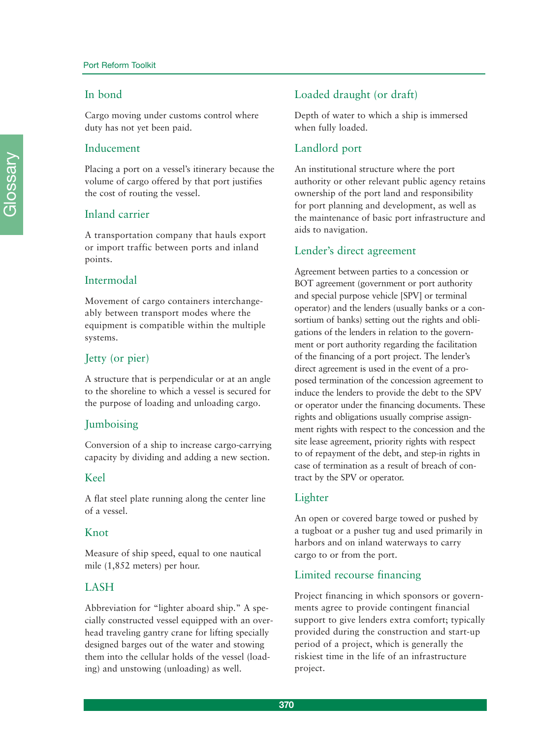## In bond

Cargo moving under customs control where duty has not yet been paid.

## Inducement

Placing a port on a vessel's itinerary because the volume of cargo offered by that port justifies the cost of routing the vessel.

## Inland carrier

A transportation company that hauls export or import traffic between ports and inland points.

## Intermodal

Movement of cargo containers interchangeably between transport modes where the equipment is compatible within the multiple systems.

## Jetty (or pier)

A structure that is perpendicular or at an angle to the shoreline to which a vessel is secured for the purpose of loading and unloading cargo.

## Jumboising

Conversion of a ship to increase cargo-carrying capacity by dividing and adding a new section.

## Keel

A flat steel plate running along the center line of a vessel.

## Knot

Measure of ship speed, equal to one nautical mile (1,852 meters) per hour.

## LASH

Abbreviation for "lighter aboard ship." A specially constructed vessel equipped with an overhead traveling gantry crane for lifting specially designed barges out of the water and stowing them into the cellular holds of the vessel (loading) and unstowing (unloading) as well.

## Loaded draught (or draft)

Depth of water to which a ship is immersed when fully loaded.

## Landlord port

An institutional structure where the port authority or other relevant public agency retains ownership of the port land and responsibility for port planning and development, as well as the maintenance of basic port infrastructure and aids to navigation.

## Lender's direct agreement

Agreement between parties to a concession or BOT agreement (government or port authority and special purpose vehicle [SPV] or terminal operator) and the lenders (usually banks or a consortium of banks) setting out the rights and obligations of the lenders in relation to the government or port authority regarding the facilitation of the financing of a port project. The lender's direct agreement is used in the event of a proposed termination of the concession agreement to induce the lenders to provide the debt to the SPV or operator under the financing documents. These rights and obligations usually comprise assignment rights with respect to the concession and the site lease agreement, priority rights with respect to of repayment of the debt, and step-in rights in case of termination as a result of breach of contract by the SPV or operator.

## Lighter

An open or covered barge towed or pushed by a tugboat or a pusher tug and used primarily in harbors and on inland waterways to carry cargo to or from the port.

## Limited recourse financing

Project financing in which sponsors or governments agree to provide contingent financial support to give lenders extra comfort; typically provided during the construction and start-up period of a project, which is generally the riskiest time in the life of an infrastructure project.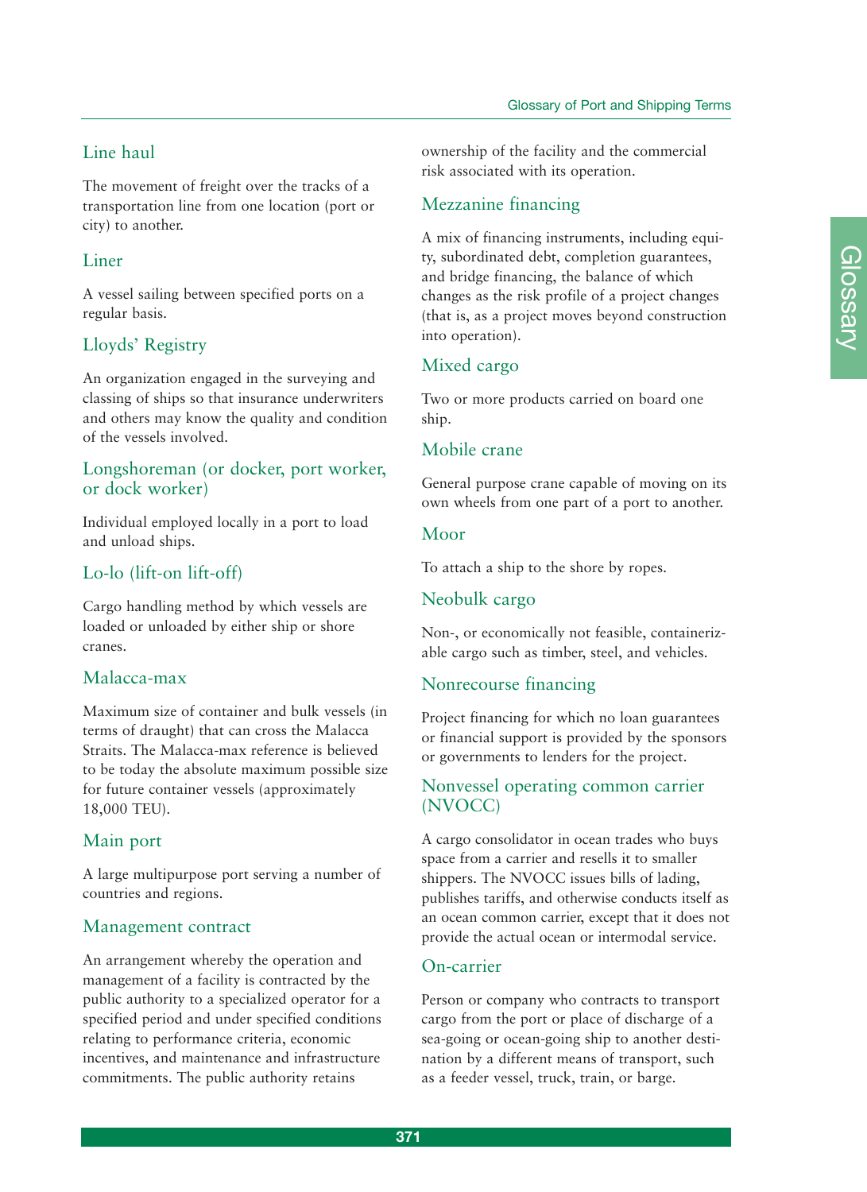## Line haul

The movement of freight over the tracks of a transportation line from one location (port or city) to another.

## Liner

A vessel sailing between specified ports on a regular basis.

## Lloyds' Registry

An organization engaged in the surveying and classing of ships so that insurance underwriters and others may know the quality and condition of the vessels involved.

## Longshoreman (or docker, port worker, or dock worker)

Individual employed locally in a port to load and unload ships.

## Lo-lo (lift-on lift-off)

Cargo handling method by which vessels are loaded or unloaded by either ship or shore cranes.

## Malacca-max

Maximum size of container and bulk vessels (in terms of draught) that can cross the Malacca Straits. The Malacca-max reference is believed to be today the absolute maximum possible size for future container vessels (approximately 18,000 TEU).

## Main port

A large multipurpose port serving a number of countries and regions.

## Management contract

An arrangement whereby the operation and management of a facility is contracted by the public authority to a specialized operator for a specified period and under specified conditions relating to performance criteria, economic incentives, and maintenance and infrastructure commitments. The public authority retains ownership of the facility and the commercial risk associated with its operation.

## Mezzanine financing

A mix of financing instruments, including equity, subordinated debt, completion guarantees, and bridge financing, the balance of which changes as the risk profile of a project changes (that is, as a project moves beyond construction into operation).

## Mixed cargo

Two or more products carried on board one ship.

## Mobile crane

General purpose crane capable of moving on its own wheels from one part of a port to another.

## Moor

To attach a ship to the shore by ropes.

## Neobulk cargo

Non-, or economically not feasible, containerizable cargo such as timber, steel, and vehicles.

## Nonrecourse financing

Project financing for which no loan guarantees or financial support is provided by the sponsors or governments to lenders for the project.

## Nonvessel operating common carrier (NVOCC)

A cargo consolidator in ocean trades who buys space from a carrier and resells it to smaller shippers. The NVOCC issues bills of lading, publishes tariffs, and otherwise conducts itself as an ocean common carrier, except that it does not provide the actual ocean or intermodal service.

## On-carrier

Person or company who contracts to transport cargo from the port or place of discharge of a sea-going or ocean-going ship to another destination by a different means of transport, such as a feeder vessel, truck, train, or barge.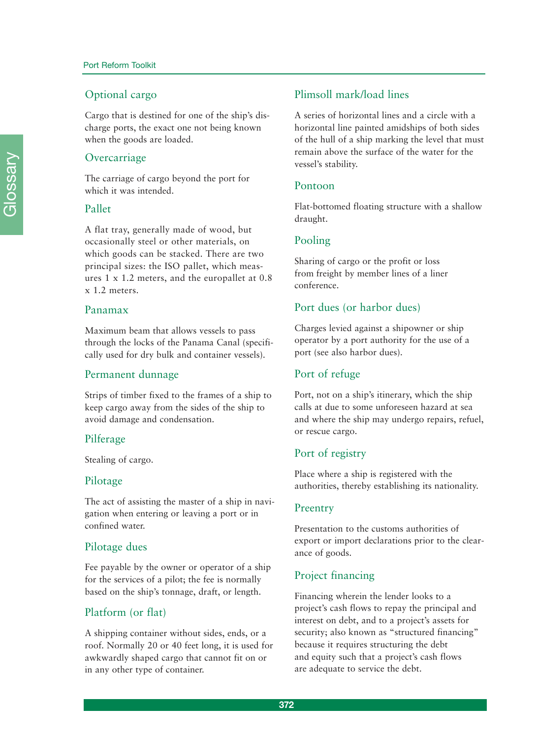## Optional cargo

Cargo that is destined for one of the ship's discharge ports, the exact one not being known when the goods are loaded.

## Overcarriage

The carriage of cargo beyond the port for which it was intended.

## Pallet

A flat tray, generally made of wood, but occasionally steel or other materials, on which goods can be stacked. There are two principal sizes: the ISO pallet, which measures 1 x 1.2 meters, and the europallet at 0.8 x 1.2 meters.

## Panamax

Maximum beam that allows vessels to pass through the locks of the Panama Canal (specifically used for dry bulk and container vessels).

## Permanent dunnage

Strips of timber fixed to the frames of a ship to keep cargo away from the sides of the ship to avoid damage and condensation.

## Pilferage

Stealing of cargo.

## Pilotage

The act of assisting the master of a ship in navigation when entering or leaving a port or in confined water.

## Pilotage dues

Fee payable by the owner or operator of a ship for the services of a pilot; the fee is normally based on the ship's tonnage, draft, or length.

## Platform (or flat)

A shipping container without sides, ends, or a roof. Normally 20 or 40 feet long, it is used for awkwardly shaped cargo that cannot fit on or in any other type of container.

## Plimsoll mark/load lines

A series of horizontal lines and a circle with a horizontal line painted amidships of both sides of the hull of a ship marking the level that must remain above the surface of the water for the vessel's stability.

## Pontoon

Flat-bottomed floating structure with a shallow draught.

## Pooling

Sharing of cargo or the profit or loss from freight by member lines of a liner conference.

## Port dues (or harbor dues)

Charges levied against a shipowner or ship operator by a port authority for the use of a port (see also harbor dues).

## Port of refuge

Port, not on a ship's itinerary, which the ship calls at due to some unforeseen hazard at sea and where the ship may undergo repairs, refuel, or rescue cargo.

## Port of registry

Place where a ship is registered with the authorities, thereby establishing its nationality.

## Preentry

Presentation to the customs authorities of export or import declarations prior to the clearance of goods.

## Project financing

Financing wherein the lender looks to a project's cash flows to repay the principal and interest on debt, and to a project's assets for security; also known as "structured financing" because it requires structuring the debt and equity such that a project's cash flows are adequate to service the debt.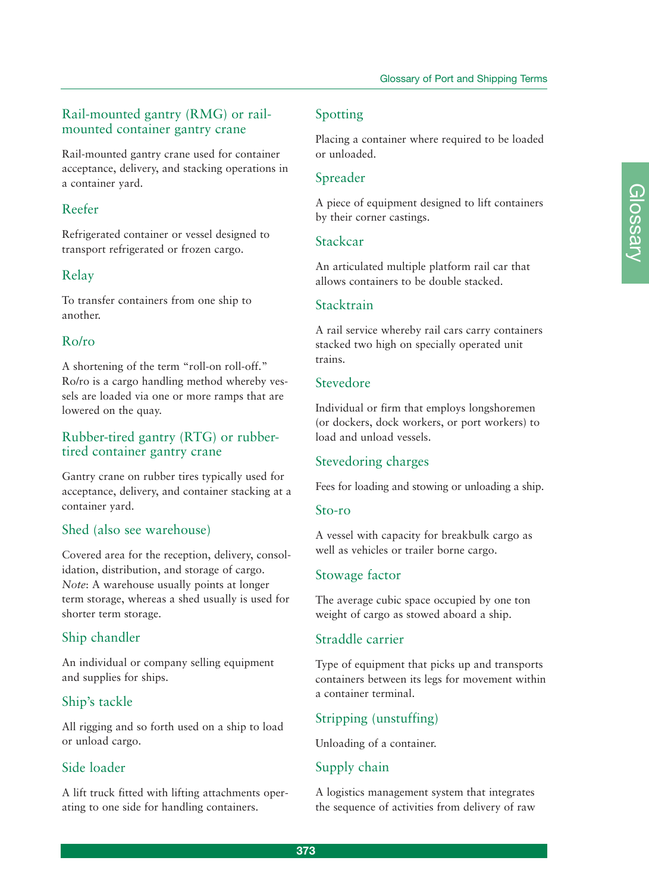### Rail-mounted gantry (RMG) or rail-mounted container gantry crane

Rail-mounted gantry crane used for container acceptance, delivery, and stacking operations in a container yard.

### Reefer

Refrigerated container or vessel designed to transport refrigerated or frozen cargo.

### Relay

To transfer containers from one ship to another.

### Ro/ro

A shortening of the term “roll-on roll-off.” Ro/ro is a cargo handling method whereby vessels are loaded via one or more ramps that are lowered on the quay.

### Rubber-tired gantry (RTG) or rubber-tired container gantry crane

Gantry crane on rubber tires typically used for acceptance, delivery, and container stacking at a container yard.

### Shed (also see warehouse)

Covered area for the reception, delivery, consolidation, distribution, and storage of cargo. *Note*: A warehouse usually points at longer term storage, whereas a shed usually is used for shorter term storage.

### Ship chandler

An individual or company selling equipment and supplies for ships.

### Ship’s tackle

All rigging and so forth used on a ship to load or unload cargo.

### Side loader

A lift truck fitted with lifting attachments operating to one side for handling containers.

### Spotting

Placing a container where required to be loaded or unloaded.

### Spreader

A piece of equipment designed to lift containers by their corner castings.

### Stackcar

An articulated multiple platform rail car that allows containers to be double stacked.

### Stacktrain

A rail service whereby rail cars carry containers stacked two high on specially operated unit trains.

### Stevedore

Individual or firm that employs longshoremen (or dockers, dock workers, or port workers) to load and unload vessels.

### Stevedoring charges

Fees for loading and stowing or unloading a ship.

### Sto-ro

A vessel with capacity for breakbulk cargo as well as vehicles or trailer borne cargo.

### Stowage factor

The average cubic space occupied by one ton weight of cargo as stowed aboard a ship.

### Straddle carrier

Type of equipment that picks up and transports containers between its legs for movement within a container terminal.

### Stripping (unstuffing)

Unloading of a container.

### Supply chain

A logistics management system that integrates the sequence of activities from delivery of raw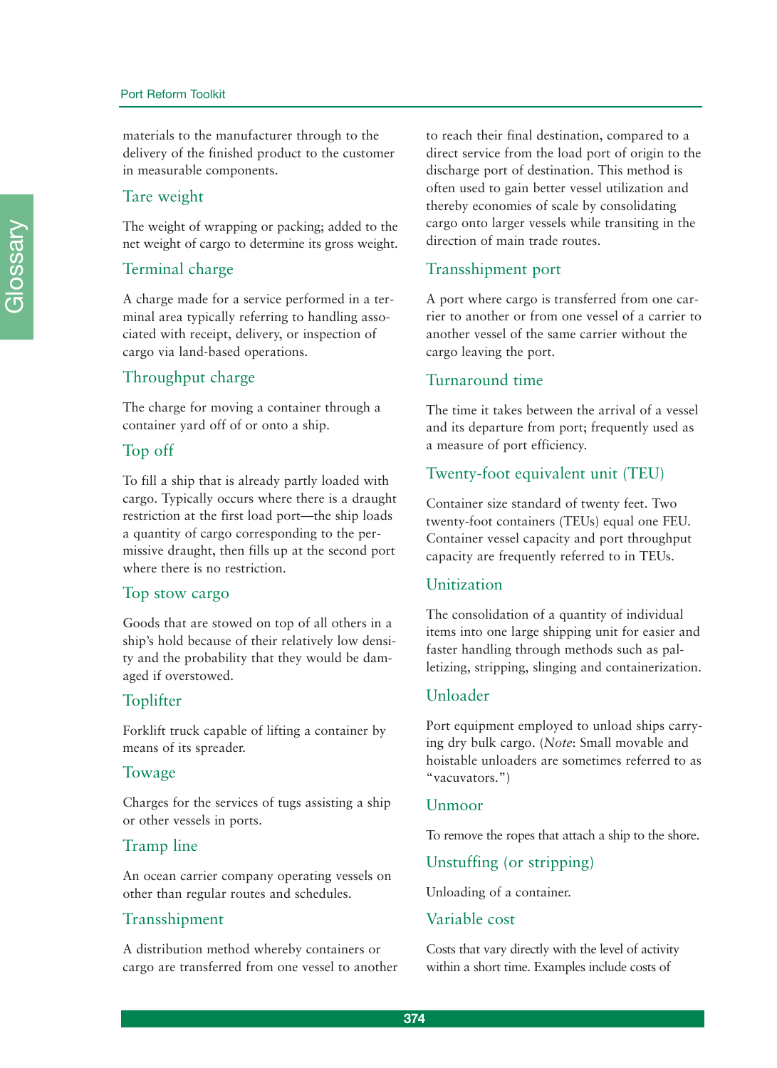materials to the manufacturer through to the delivery of the finished product to the customer in measurable components.

## Tare weight

The weight of wrapping or packing; added to the net weight of cargo to determine its gross weight.

## Terminal charge

A charge made for a service performed in a terminal area typically referring to handling associated with receipt, delivery, or inspection of cargo via land-based operations.

## Throughput charge

The charge for moving a container through a container yard off of or onto a ship.

## Top off

To fill a ship that is already partly loaded with cargo. Typically occurs where there is a draught restriction at the first load port—the ship loads a quantity of cargo corresponding to the permissive draught, then fills up at the second port where there is no restriction.

## Top stow cargo

Goods that are stowed on top of all others in a ship's hold because of their relatively low density and the probability that they would be damaged if overstowed.

## Toplifter

Forklift truck capable of lifting a container by means of its spreader.

## Towage

Charges for the services of tugs assisting a ship or other vessels in ports.

## Tramp line

An ocean carrier company operating vessels on other than regular routes and schedules.

## Transshipment

A distribution method whereby containers or cargo are transferred from one vessel to another to reach their final destination, compared to a direct service from the load port of origin to the discharge port of destination. This method is often used to gain better vessel utilization and thereby economies of scale by consolidating cargo onto larger vessels while transiting in the direction of main trade routes.

## Transshipment port

A port where cargo is transferred from one carrier to another or from one vessel of a carrier to another vessel of the same carrier without the cargo leaving the port.

## Turnaround time

The time it takes between the arrival of a vessel and its departure from port; frequently used as a measure of port efficiency.

## Twenty-foot equivalent unit (TEU)

Container size standard of twenty feet. Two twenty-foot containers (TEUs) equal one FEU. Container vessel capacity and port throughput capacity are frequently referred to in TEUs.

## Unitization

The consolidation of a quantity of individual items into one large shipping unit for easier and faster handling through methods such as palletizing, stripping, slinging and containerization.

## Unloader

Port equipment employed to unload ships carrying dry bulk cargo. (*Note*: Small movable and hoistable unloaders are sometimes referred to as "vacuvators.")

## Unmoor

To remove the ropes that attach a ship to the shore.

## Unstuffing (or stripping)

Unloading of a container.

## Variable cost

Costs that vary directly with the level of activity within a short time. Examples include costs of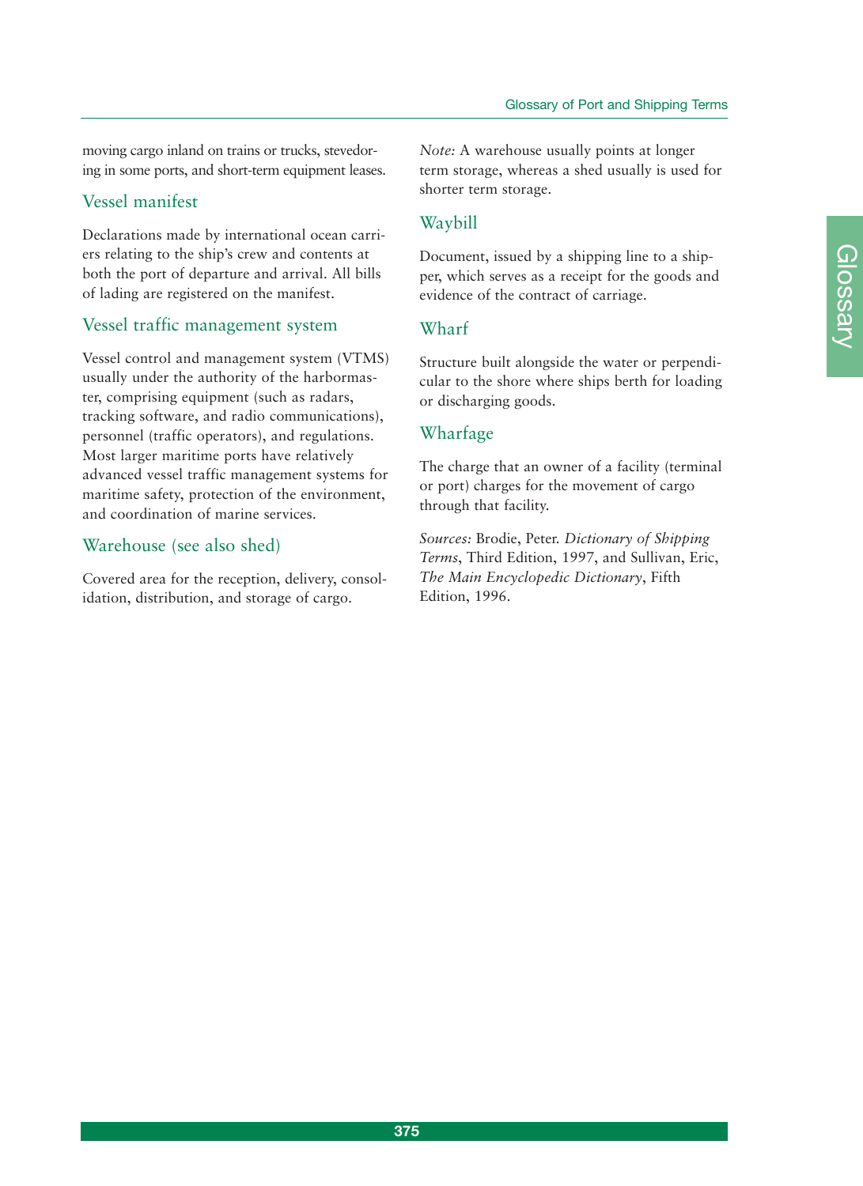moving cargo inland on trains or trucks, stevedoring in some ports, and short-term equipment leases.

## Vessel manifest

Declarations made by international ocean carriers relating to the ship's crew and contents at both the port of departure and arrival. All bills of lading are registered on the manifest.

## Vessel traffic management system

Vessel control and management system (VTMS) usually under the authority of the harbormaster, comprising equipment (such as radars, tracking software, and radio communications), personnel (traffic operators), and regulations. Most larger maritime ports have relatively advanced vessel traffic management systems for maritime safety, protection of the environment, and coordination of marine services.

## Warehouse (see also shed)

Covered area for the reception, delivery, consolidation, distribution, and storage of cargo.

*Note:* A warehouse usually points at longer term storage, whereas a shed usually is used for shorter term storage.

## Waybill

Document, issued by a shipping line to a shipper, which serves as a receipt for the goods and evidence of the contract of carriage.

## Wharf

Structure built alongside the water or perpendicular to the shore where ships berth for loading or discharging goods.

## Wharfage

The charge that an owner of a facility (terminal or port) charges for the movement of cargo through that facility.

*Sources:* Brodie, Peter. *Dictionary of Shipping Terms*, Third Edition, 1997, and Sullivan, Eric, *The Main Encyclopedic Dictionary*, Fifth Edition, 1996.